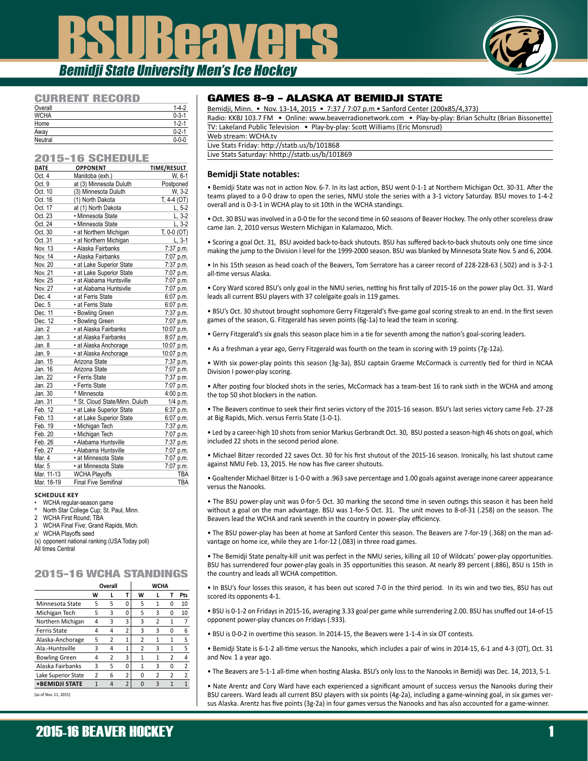# BSUBeavers

*Bemidji State University Men's Ice Hockey*

## CURRENT RECORD

| | |
|---|---|
| Overall | 1-4-2 |
| WCHA | 0-3-1 |
| Home | 1-2-1 |
| Away | 0-2-1 |
| Neutral | 0-0-0 |

## 2015-16 SCHEDULE

| DATE | OPPONENT | TIME/RESULT |
|---|---|---|
| Oct. 4 | Manitoba (exh.) | W, 6-1 |
| Oct. 9 | at (3) Minnesota Duluth | Postponed |
| Oct. 10 | (3) Minnesota Duluth | W, 3-2 |
| Oct. 16 | (1) North Dakota | T, 4-4 (OT) |
| Oct. 17 | at (1) North Dakota | L, 5-2 |
| Oct. 23 | • Minnesota State | L, 3-2 |
| Oct. 24 | • Minnesota State | L, 3-2 |
| Oct. 30 | • at Northern Michigan | T, 0-0 (OT) |
| Oct. 31 | • at Northern Michigan | L, 3-1 |
| Nov. 13 | • Alaska Fairbanks | 7:37 p.m. |
| Nov. 14 | • Alaska Fairbanks | 7:07 p.m. |
| Nov. 20 | • at Lake Superior State | 7:37 p.m. |
| Nov. 21 | • at Lake Superior State | 7:07 p.m. |
| Nov. 25 | • at Alabama Huntsville | 7:07 p.m. |
| Nov. 27 | • at Alabama Huntsville | 7:07 p.m. |
| Dec. 4 | • at Ferris State | 6:07 p.m. |
| Dec. 5 | • at Ferris State | 6:07 p.m. |
| Dec. 11 | • Bowling Green | 7:37 p.m. |
| Dec. 12 | • Bowling Green | 7:07 p.m. |
| Jan. 2 | • at Alaska Fairbanks | 10:07 p.m. |
| Jan. 3 | • at Alaska Fairbanks | 8:07 p.m. |
| Jan. 8 | • at Alaska Anchorage | 10:07 p.m. |
| Jan. 9 | • at Alaska Anchorage | 10:07 p.m. |
| Jan. 15 | Arizona State | 7:37 p.m. |
| Jan. 16 | Arizona State | 7:07 p.m. |
| Jan. 22 | • Ferris State | 7:37 p.m. |
| Jan. 23 | • Ferris State | 7:07 p.m. |
| Jan. 30 | ^ Minnesota | 4:00 p.m. |
| Jan. 31 | ^ St. Cloud State/Minn. Duluth | 1/4 p.m. |
| Feb. 12 | • at Lake Superior State | 6:37 p.m. |
| Feb. 13 | • at Lake Superior State | 6:07 p.m. |
| Feb. 19 | • Michigan Tech | 7:37 p.m. |
| Feb. 20 | • Michigan Tech | 7:07 p.m. |
| Feb. 26 | • Alabama Huntsville | 7:37 p.m. |
| Feb. 27 | • Alabama Huntsville | 7:07 p.m. |
| Mar. 4 | • at Minnesota State | 7:07 p.m. |
| Mar. 5 | • at Minnesota State | 7:07 p.m. |
| Mar. 11-13 | WCHA Playoffs | TBA |
| Mar. 18-19 | Final Five Semifinal | TBA |

**SCHEDULE KEY**

- • WCHA regular-season game
- ^ North Star College Cup; St. Paul, Minn.
- 2 WCHA First Round; TBA
- 3 WCHA Final Five; Grand Rapids, Mich.
- x/ WCHA Playoffs seed
- (x) opponent national ranking (USA Today poll)
- All times Central

## 2015-16 WCHA STANDINGS

| | Overall | | | WCHA | | | |
|---|---|---|---|---|---|---|---|
| | W | L | T | W | L | T | Pts |
| Minnesota State | 5 | 5 | 0 | 5 | 1 | 0 | 10 |
| Michigan Tech | 5 | 3 | 0 | 5 | 3 | 0 | 10 |
| Northern Michigan | 4 | 3 | 3 | 3 | 2 | 1 | 7 |
| Ferris State | 4 | 4 | 2 | 3 | 3 | 0 | 6 |
| Alaska-Anchorage | 5 | 2 | 1 | 2 | 1 | 1 | 5 |
| Ala.-Huntsville | 3 | 4 | 1 | 2 | 3 | 1 | 5 |
| Bowling Green | 4 | 2 | 3 | 1 | 1 | 2 | 4 |
| Alaska Fairbanks | 3 | 5 | 0 | 1 | 3 | 0 | 2 |
| Lake Superior State | 2 | 6 | 2 | 0 | 2 | 2 | 2 |
| **•BEMIDJI STATE** | 1 | 4 | 2 | 0 | 3 | 1 | 1 |

(as of Nov. 11, 2015)

## GAMES 8-9 – ALASKA AT BEMIDJI STATE

Bemidji, Minn. • Nov. 13-14, 2015 • 7:37 / 7:07 p.m • Sanford Center (200x85/4,373)

Radio: KKBJ 103.7 FM • Online: www.beaverradionetwork.com • Play-by-play: Brian Schultz (Brian Bissonette)

TV: Lakeland Public Television • Play-by-play: Scott Williams (Eric Monsrud)

Web stream: WCHA.tv

Live Stats Friday: http://statb.us/b/101868

Live Stats Saturday: hhttp://statb.us/b/101869

### Bemidji State notables:

• Bemidji State was not in action Nov. 6-7. In its last action, BSU went 0-1-1 at Northern Michigan Oct. 30-31. After the teams played to a 0-0 draw to open the series, NMU stole the series with a 3-1 victory Saturday. BSU moves to 1-4-2 overall and is 0-3-1 in WCHA play to sit 10th in the WCHA standings.

• Oct. 30 BSU was involved in a 0-0 tie for the second time in 60 seasons of Beaver Hockey. The only other scoreless draw came Jan. 2, 2010 versus Western Michigan in Kalamazoo, Mich.

• Scoring a goal Oct. 31, BSU avoided back-to-back shutouts. BSU has suffered back-to-back shutouts only one time since making the jump to the Division I level for the 1999-2000 season. BSU was blanked by Minnesota State Nov. 5 and 6, 2004.

• In his 15th season as head coach of the Beavers, Tom Serratore has a career record of 228-228-63 (.502) and is 3-2-1 all-time versus Alaska.

• Cory Ward scored BSU's only goal in the NMU series, netting his first tally of 2015-16 on the power play Oct. 31. Ward leads all current BSU players with 37 colelgaite goals in 119 games.

• BSU's Oct. 30 shutout brought sophomore Gerry Fitzgerald's five-game goal scoring streak to an end. In the first seven games of the season, G. Fitzgerald has seven points (6g-1a) to lead the team in scoring.

• Gerry Fitzgerald's six goals this season place him in a tie for seventh among the nation's goal-scoring leaders.

• As a freshman a year ago, Gerry Fitzgerald was fourth on the team in scoring with 19 points (7g-12a).

• With six power-play points this season (3g-3a), BSU captain Graeme McCormack is currently tied for third in NCAA Division I power-play scoring.

• After posting four blocked shots in the series, McCormack has a team-best 16 to rank sixth in the WCHA and among the top 50 shot blockers in the nation.

• The Beavers continue to seek their first series victory of the 2015-16 season. BSU's last series victory came Feb. 27-28 at Big Rapids, Mich. versus Ferris State (1-0-1).

• Led by a career-high 10 shots from senior Markus Gerbrandt Oct. 30, BSU posted a season-high 46 shots on goal, which included 22 shots in the second period alone.

• Michael Bitzer recorded 22 saves Oct. 30 for his first shutout of the 2015-16 season. Ironically, his last shutout came against NMU Feb. 13, 2015. He now has five career shutouts.

• Goaltender Michael Bitzer is 1-0-0 with a .963 save percentage and 1.00 goals against average inone career appearance versus the Nanooks.

• The BSU power-play unit was 0-for-5 Oct. 30 marking the second time in seven outings this season it has been held without a goal on the man advantage. BSU was 1-for-5 Oct. 31. The unit moves to 8-of-31 (.258) on the season. The Beavers lead the WCHA and rank seventh in the country in power-play efficiency.

• The BSU power-play has been at home at Sanford Center this season. The Beavers are 7-for-19 (.368) on the man advantage on home ice, while they are 1-for-12 (.083) in three road games.

• The Bemidji State penalty-kill unit was perfect in the NMU series, killing all 10 of Wildcats' power-play opportunities. BSU has surrendered four power-play goals in 35 opportunities this season. At nearly 89 percent (.886), BSU is 15th in the country and leads all WCHA competition.

• In BSU's four losses this season, it has been out scored 7-0 in the third period. In its win and two ties, BSU has out scored its opponents 4-1.

• BSU is 0-1-2 on Fridays in 2015-16, averaging 3.33 goal per game while surrendering 2.00. BSU has snuffed out 14-of-15 opponent power-play chances on Fridays (.933).

• BSU is 0-0-2 in overtime this season. In 2014-15, the Beavers were 1-1-4 in six OT contests.

• Bemidji State is 6-1-2 all-time versus the Nanooks, which includes a pair of wins in 2014-15, 6-1 and 4-3 (OT), Oct. 31 and Nov. 1 a year ago.

• The Beavers are 5-1-1 all-time when hosting Alaska. BSU's only loss to the Nanooks in Bemidji was Dec. 14, 2013, 5-1.

• Nate Arentz and Cory Ward have each experienced a significant amount of success versus the Nanooks during their BSU careers. Ward leads all current BSU players with six points (4g-2a), including a game-winning goal, in six games versus Alaska. Arentz has five points (3g-2a) in four games versus the Nanooks and has also accounted for a game-winner.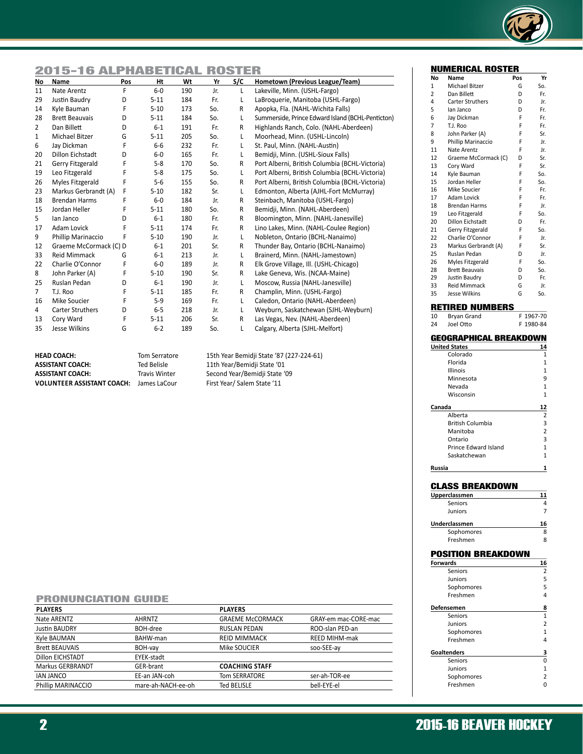## 2015-16 ALPHABETICAL ROSTER

| No | Name | Pos | Ht | Wt | Yr | S/C | Hometown (Previous League/Team) |
|---|---|---|---|---|---|---|---|
| 11 | Nate Arentz | F | 6-0 | 190 | Jr. | L | Lakeville, Minn. (USHL-Fargo) |
| 29 | Justin Baudry | D | 5-11 | 184 | Fr. | L | LaBroquerie, Manitoba (USHL-Fargo) |
| 14 | Kyle Bauman | F | 5-10 | 173 | So. | R | Apopka, Fla. (NAHL-Wichita Falls) |
| 28 | Brett Beauvais | D | 5-11 | 184 | So. | L | Summerside, Prince Edward Island (BCHL-Penticton) |
| 2 | Dan Billett | D | 6-1 | 191 | Fr. | R | Highlands Ranch, Colo. (NAHL-Aberdeen) |
| 1 | Michael Bitzer | G | 5-11 | 205 | So. | L | Moorhead, Minn. (USHL-Lincoln) |
| 6 | Jay Dickman | F | 6-6 | 232 | Fr. | L | St. Paul, Minn. (NAHL-Austin) |
| 20 | Dillon Eichstadt | D | 6-0 | 165 | Fr. | L | Bemidji, Minn. (USHL-Sioux Falls) |
| 21 | Gerry Fitzgerald | F | 5-8 | 170 | So. | R | Port Alberni, British Columbia (BCHL-Victoria) |
| 19 | Leo Fitzgerald | F | 5-8 | 175 | So. | L | Port Alberni, British Columbia (BCHL-Victoria) |
| 26 | Myles Fitzgerald | F | 5-6 | 155 | So. | R | Port Alberni, British Columbia (BCHL-Victoria) |
| 23 | Markus Gerbrandt (A) | F | 5-10 | 182 | Sr. | L | Edmonton, Alberta (AJHL-Fort McMurray) |
| 18 | Brendan Harms | F | 6-0 | 184 | Jr. | R | Steinbach, Manitoba (USHL-Fargo) |
| 15 | Jordan Heller | F | 5-11 | 180 | So. | R | Bemidji, Minn. (NAHL-Aberdeen) |
| 5 | Ian Janco | D | 6-1 | 180 | Fr. | R | Bloomington, Minn. (NAHL-Janesville) |
| 17 | Adam Lovick | F | 5-11 | 174 | Fr. | R | Lino Lakes, Minn. (NAHL-Coulee Region) |
| 9 | Phillip Marinaccio | F | 5-10 | 190 | Jr. | L | Nobleton, Ontario (BCHL-Nanaimo) |
| 12 | Graeme McCormack (C) | D | 6-1 | 201 | Sr. | R | Thunder Bay, Ontario (BCHL-Nanaimo) |
| 33 | Reid Mimmack | G | 6-1 | 213 | Jr. | L | Brainerd, Minn. (NAHL-Jamestown) |
| 22 | Charlie O'Connor | F | 6-0 | 189 | Jr. | R | Elk Grove Village, Ill. (USHL-Chicago) |
| 8 | John Parker (A) | F | 5-10 | 190 | Sr. | R | Lake Geneva, Wis. (NCAA-Maine) |
| 25 | Ruslan Pedan | D | 6-1 | 190 | Jr. | L | Moscow, Russia (NAHL-Janesville) |
| 7 | T.J. Roo | F | 5-11 | 185 | Fr. | R | Champlin, Minn. (USHL-Fargo) |
| 16 | Mike Soucier | F | 5-9 | 169 | Fr. | L | Caledon, Ontario (NAHL-Aberdeen) |
| 4 | Carter Struthers | D | 6-5 | 218 | Jr. | L | Weyburn, Saskatchewan (SJHL-Weyburn) |
| 13 | Cory Ward | F | 5-11 | 206 | Sr. | R | Las Vegas, Nev. (NAHL-Aberdeen) |
| 35 | Jesse Wilkins | G | 6-2 | 189 | So. | L | Calgary, Alberta (SJHL-Melfort) |

| | | |
|---|---|---|
| **HEAD COACH:** | Tom Serratore | 15th Year Bemidji State '87 (227-224-61) |
| **ASSISTANT COACH:** | Ted Belisle | 11th Year/Bemidji State '01 |
| **ASSISTANT COACH:** | Travis Winter | Second Year/Bemidji State '09 |
| **VOLUNTEER ASSISTANT COACH:** | James LaCour | First Year/ Salem State '11 |

## PRONUNCIATION GUIDE

| PLAYERS | | PLAYERS | |
|---|---|---|---|
| Nate ARENTZ | AHRNTZ | GRAEME McCORMACK | GRAY-em mac-CORE-mac |
| Justin BAUDRY | BOH-dree | RUSLAN PEDAN | ROO-slan PED-an |
| Kyle BAUMAN | BAHW-man | REID MIMMACK | REED MIHM-mak |
| Brett BEAUVAIS | BOH-vay | Mike SOUCIER | soo-SEE-ay |
| Dillon EICHSTADT | EYEK-stadt | | |
| Markus GERBRANDT | GER-brant | **COACHING STAFF** | |
| IAN JANCO | EE-an JAN-coh | Tom SERRATORE | ser-ah-TOR-ee |
| Phillip MARINACCIO | mare-ah-NACH-ee-oh | Ted BELISLE | bell-EYE-el |

## NUMERICAL ROSTER

| No | Name | Pos | Yr |
|---|---|---|---|
| 1 | Michael Bitzer | G | So. |
| 2 | Dan Billett | D | Fr. |
| 4 | Carter Struthers | D | Jr. |
| 5 | Ian Janco | D | Fr. |
| 6 | Jay Dickman | F | Fr. |
| 7 | T.J. Roo | F | Fr. |
| 8 | John Parker (A) | F | Sr. |
| 9 | Phillip Marinaccio | F | Jr. |
| 11 | Nate Arentz | F | Jr. |
| 12 | Graeme McCormack (C) | D | Sr. |
| 13 | Cory Ward | F | Sr. |
| 14 | Kyle Bauman | F | So. |
| 15 | Jordan Heller | F | So. |
| 16 | Mike Soucier | F | Fr. |
| 17 | Adam Lovick | F | Fr. |
| 18 | Brendan Harms | F | Jr. |
| 19 | Leo Fitzgerald | F | So. |
| 20 | Dillon Eichstadt | D | Fr. |
| 21 | Gerry Fitzgerald | F | So. |
| 22 | Charlie O'Connor | F | Jr. |
| 23 | Markus Gerbrandt (A) | F | Sr. |
| 25 | Ruslan Pedan | D | Jr. |
| 26 | Myles Fitzgerald | F | So. |
| 28 | Brett Beauvais | D | So. |
| 29 | Justin Baudry | D | Fr. |
| 33 | Reid Mimmack | G | Jr. |
| 35 | Jesse Wilkins | G | So. |

## RETIRED NUMBERS

| | | |
|---|---|---|
| 10 | Bryan Grand | F 1967-70 |
| 24 | Joel Otto | F 1980-84 |

## GEOGRAPHICAL BREAKDOWN

| | |
|---|---|
| **United States** | **14** |
| Colorado | 1 |
| Florida | 1 |
| Illinois | 1 |
| Minnesota | 9 |
| Nevada | 1 |
| Wisconsin | 1 |
| **Canada** | **12** |
| Alberta | 2 |
| British Columbia | 3 |
| Manitoba | 2 |
| Ontario | 3 |
| Prince Edward Island | 1 |
| Saskatchewan | 1 |
| **Russia** | **1** |

## CLASS BREAKDOWN

| | |
|---|---|
| **Upperclassmen** | **11** |
| Seniors | 4 |
| Juniors | 7 |
| **Underclassmen** | **16** |
| Sophomores | 8 |
| Freshmen | 8 |

## POSITION BREAKDOWN

| | |
|---|---|
| **Forwards** | **16** |
| Seniors | 2 |
| Juniors | 5 |
| Sophomores | 5 |
| Freshmen | 4 |
| **Defensemen** | **8** |
| Seniors | 1 |
| Juniors | 2 |
| Sophomores | 1 |
| Freshmen | 4 |
| **Goaltenders** | **3** |
| Seniors | 0 |
| Juniors | 1 |
| Sophomores | 2 |
| Freshmen | 0 |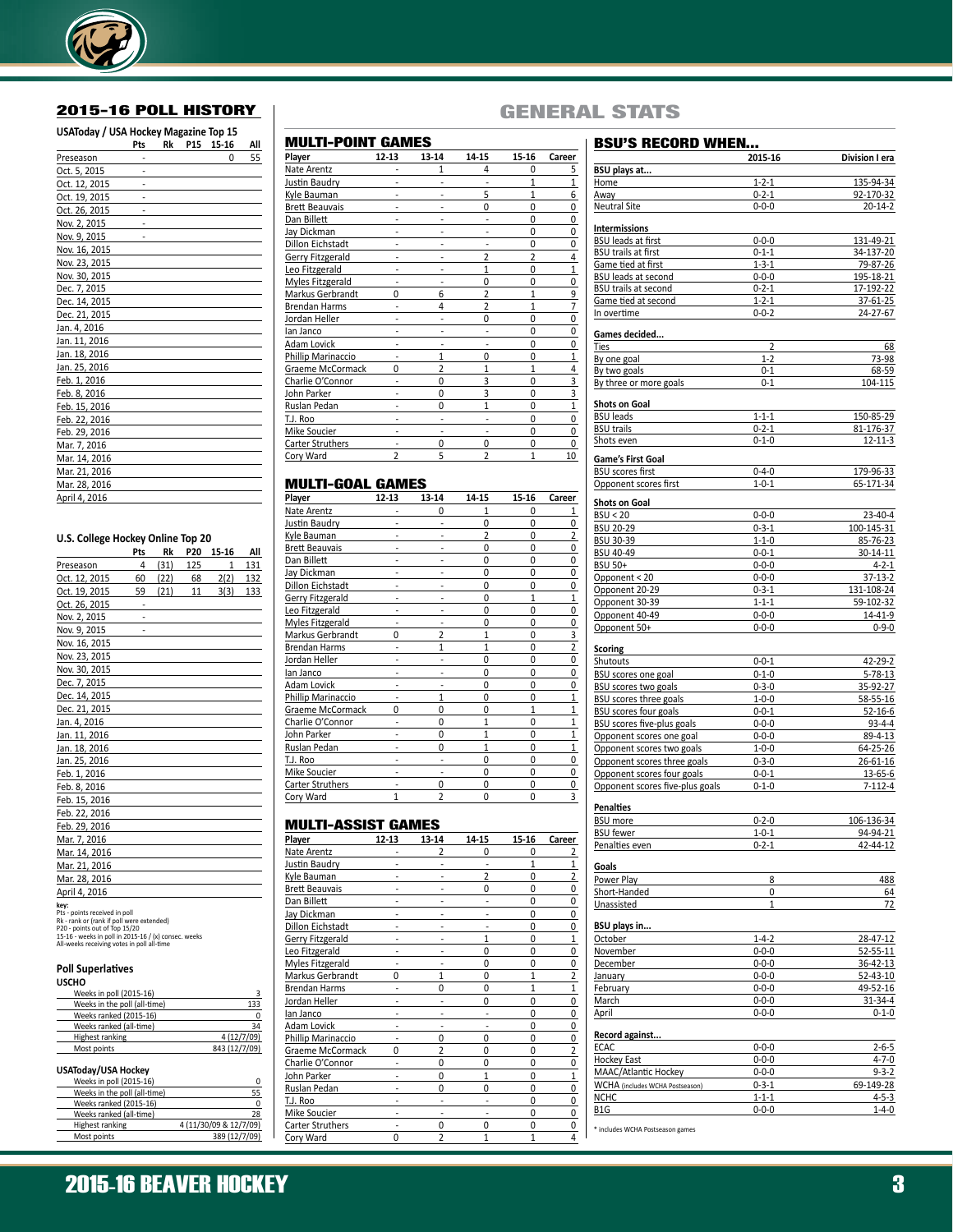## 2015-16 POLL HISTORY

**USAToday / USA Hockey Magazine Top 15**

| | Pts | Rk | P15 | 15-16 | All |
|---|---|---|---|---|---|
| Preseason | - | | | 0 | 55 |
| Oct. 5, 2015 | - | | | | |
| Oct. 12, 2015 | - | | | | |
| Oct. 19, 2015 | - | | | | |
| Oct. 26, 2015 | - | | | | |
| Nov. 2, 2015 | - | | | | |
| Nov. 9, 2015 | - | | | | |
| Nov. 16, 2015 | | | | | |
| Nov. 23, 2015 | | | | | |
| Nov. 30, 2015 | | | | | |
| Dec. 7, 2015 | | | | | |
| Dec. 14, 2015 | | | | | |
| Dec. 21, 2015 | | | | | |
| Jan. 4, 2016 | | | | | |
| Jan. 11, 2016 | | | | | |
| Jan. 18, 2016 | | | | | |
| Jan. 25, 2016 | | | | | |
| Feb. 1, 2016 | | | | | |
| Feb. 8, 2016 | | | | | |
| Feb. 15, 2016 | | | | | |
| Feb. 22, 2016 | | | | | |
| Feb. 29, 2016 | | | | | |
| Mar. 7, 2016 | | | | | |
| Mar. 14, 2016 | | | | | |
| Mar. 21, 2016 | | | | | |
| Mar. 28, 2016 | | | | | |
| April 4, 2016 | | | | | |

**U.S. College Hockey Online Top 20**

| | Pts | Rk | P20 | 15-16 | All |
|---|---|---|---|---|---|
| Preseason | 4 | (31) | 125 | 1 | 131 |
| Oct. 12, 2015 | 60 | (22) | 68 | 2(2) | 132 |
| Oct. 19, 2015 | 59 | (21) | 11 | 3(3) | 133 |
| Oct. 26, 2015 | - | | | | |
| Nov. 2, 2015 | - | | | | |
| Nov. 9, 2015 | - | | | | |
| Nov. 16, 2015 | | | | | |
| Nov. 23, 2015 | | | | | |
| Nov. 30, 2015 | | | | | |
| Dec. 7, 2015 | | | | | |
| Dec. 14, 2015 | | | | | |
| Dec. 21, 2015 | | | | | |
| Jan. 4, 2016 | | | | | |
| Jan. 11, 2016 | | | | | |
| Jan. 18, 2016 | | | | | |
| Jan. 25, 2016 | | | | | |
| Feb. 1, 2016 | | | | | |
| Feb. 8, 2016 | | | | | |
| Feb. 15, 2016 | | | | | |
| Feb. 22, 2016 | | | | | |
| Feb. 29, 2016 | | | | | |
| Mar. 7, 2016 | | | | | |
| Mar. 14, 2016 | | | | | |
| Mar. 21, 2016 | | | | | |
| Mar. 28, 2016 | | | | | |
| April 4, 2016 | | | | | |

key:
Pts - points received in poll
Rk - rank or (rank if poll were extended)
P20 - points out of Top 15/20
15-16 - weeks in poll in 2015-16 / (x) consec. weeks
All-weeks receiving votes in poll all-time

### Poll Superlatives

**USCHO**

| | |
|---|---|
| Weeks in poll (2015-16) | 3 |
| Weeks in the poll (all-time) | 133 |
| Weeks ranked (2015-16) | 0 |
| Weeks ranked (all-time) | 34 |
| Highest ranking | 4 (12/7/09) |
| Most points | 843 (12/7/09) |

**USAToday/USA Hockey**

| | |
|---|---|
| Weeks in poll (2015-16) | 0 |
| Weeks in the poll (all-time) | 55 |
| Weeks ranked (2015-16) | 0 |
| Weeks ranked (all-time) | 28 |
| Highest ranking | 4 (11/30/09 & 12/7/09) |
| Most points | 389 (12/7/09) |

## GENERAL STATS

### MULTI-POINT GAMES

| Player | 12-13 | 13-14 | 14-15 | 15-16 | Career |
|---|---|---|---|---|---|
| Nate Arentz | - | 1 | 4 | 0 | 5 |
| Justin Baudry | - | - | - | 1 | 1 |
| Kyle Bauman | - | - | 5 | 1 | 6 |
| Brett Beauvais | - | - | 0 | 0 | 0 |
| Dan Billett | - | - | - | 0 | 0 |
| Jay Dickman | - | - | - | 0 | 0 |
| Dillon Eichstadt | - | - | - | 0 | 0 |
| Gerry Fitzgerald | - | - | 2 | 2 | 4 |
| Leo Fitzgerald | - | - | 1 | 0 | 1 |
| Myles Fitzgerald | - | - | 0 | 0 | 0 |
| Markus Gerbrandt | 0 | 6 | 2 | 1 | 9 |
| Brendan Harms | - | 4 | 2 | 1 | 7 |
| Jordan Heller | - | - | 0 | 0 | 0 |
| Ian Janco | - | - | - | 0 | 0 |
| Adam Lovick | - | - | - | 0 | 0 |
| Phillip Marinaccio | - | 1 | 0 | 0 | 1 |
| Graeme McCormack | 0 | 2 | 1 | 1 | 4 |
| Charlie O'Connor | - | 0 | 3 | 0 | 3 |
| John Parker | - | 0 | 3 | 0 | 3 |
| Ruslan Pedan | - | 0 | 1 | 0 | 1 |
| T.J. Roo | - | - | - | 0 | 0 |
| Mike Soucier | - | - | - | 0 | 0 |
| Carter Struthers | - | 0 | 0 | 0 | 0 |
| Cory Ward | 2 | 5 | 2 | 1 | 10 |

### MULTI-GOAL GAMES

| Player | 12-13 | 13-14 | 14-15 | 15-16 | Career |
|---|---|---|---|---|---|
| Nate Arentz | - | 0 | 1 | 0 | 1 |
| Justin Baudry | - | - | 0 | 0 | 0 |
| Kyle Bauman | - | - | 2 | 0 | 2 |
| Brett Beauvais | - | - | 0 | 0 | 0 |
| Dan Billett | - | - | 0 | 0 | 0 |
| Jay Dickman | - | - | 0 | 0 | 0 |
| Dillon Eichstadt | - | - | 0 | 0 | 0 |
| Gerry Fitzgerald | - | - | 0 | 1 | 1 |
| Leo Fitzgerald | - | - | 0 | 0 | 0 |
| Myles Fitzgerald | - | - | 0 | 0 | 0 |
| Markus Gerbrandt | 0 | 2 | 1 | 0 | 3 |
| Brendan Harms | - | 1 | 1 | 0 | 2 |
| Jordan Heller | - | - | 0 | 0 | 0 |
| Ian Janco | - | - | 0 | 0 | 0 |
| Adam Lovick | - | - | 0 | 0 | 0 |
| Phillip Marinaccio | - | 1 | 0 | 0 | 1 |
| Graeme McCormack | 0 | 0 | 0 | 1 | 1 |
| Charlie O'Connor | - | 0 | 1 | 0 | 1 |
| John Parker | - | 0 | 1 | 0 | 1 |
| Ruslan Pedan | - | 0 | 1 | 0 | 1 |
| T.J. Roo | - | - | 0 | 0 | 0 |
| Mike Soucier | - | - | 0 | 0 | 0 |
| Carter Struthers | - | 0 | 0 | 0 | 0 |
| Cory Ward | 1 | 2 | 0 | 0 | 3 |

### MULTI-ASSIST GAMES

| Player | 12-13 | 13-14 | 14-15 | 15-16 | Career |
|---|---|---|---|---|---|
| Nate Arentz | - | 2 | 0 | 0 | 2 |
| Justin Baudry | - | - | - | 1 | 1 |
| Kyle Bauman | - | - | 2 | 0 | 2 |
| Brett Beauvais | - | - | 0 | 0 | 0 |
| Dan Billett | - | - | - | 0 | 0 |
| Jay Dickman | - | - | - | 0 | 0 |
| Dillon Eichstadt | - | - | - | 0 | 0 |
| Gerry Fitzgerald | - | - | 1 | 0 | 1 |
| Leo Fitzgerald | - | - | 0 | 0 | 0 |
| Myles Fitzgerald | - | - | 0 | 0 | 0 |
| Markus Gerbrandt | 0 | 1 | 0 | 1 | 2 |
| Brendan Harms | - | 0 | 0 | 1 | 1 |
| Jordan Heller | - | - | 0 | 0 | 0 |
| Ian Janco | - | - | - | 0 | 0 |
| Adam Lovick | - | - | - | 0 | 0 |
| Phillip Marinaccio | - | 0 | 0 | 0 | 0 |
| Graeme McCormack | 0 | 2 | 0 | 0 | 2 |
| Charlie O'Connor | - | 0 | 0 | 0 | 0 |
| John Parker | - | 0 | 1 | 0 | 1 |
| Ruslan Pedan | - | 0 | 0 | 0 | 0 |
| T.J. Roo | - | - | - | 0 | 0 |
| Mike Soucier | - | - | - | 0 | 0 |
| Carter Struthers | - | 0 | 0 | 0 | 0 |
| Cory Ward | 0 | 2 | 1 | 1 | 4 |

### BSU'S RECORD WHEN...

| | 2015-16 | Division I era |
|---|---|---|
| **BSU plays at...** | | |
| Home | 1-2-1 | 135-94-34 |
| Away | 0-2-1 | 92-170-32 |
| Neutral Site | 0-0-0 | 20-14-2 |
| **Intermissions** | | |
| BSU leads at first | 0-0-0 | 131-49-21 |
| BSU trails at first | 0-1-1 | 34-137-20 |
| Game tied at first | 1-3-1 | 79-87-26 |
| BSU leads at second | 0-0-0 | 195-18-21 |
| BSU trails at second | 0-2-1 | 17-192-22 |
| Game tied at second | 1-2-1 | 37-61-25 |
| In overtime | 0-0-2 | 24-27-67 |
| **Games decided...** | | |
| Ties | 2 | 68 |
| By one goal | 1-2 | 73-98 |
| By two goals | 0-1 | 68-59 |
| By three or more goals | 0-1 | 104-115 |
| **Shots on Goal** | | |
| BSU leads | 1-1-1 | 150-85-29 |
| BSU trails | 0-2-1 | 81-176-37 |
| Shots even | 0-1-0 | 12-11-3 |
| **Game's First Goal** | | |
| BSU scores first | 0-4-0 | 179-96-33 |
| Opponent scores first | 1-0-1 | 65-171-34 |
| **Shots on Goal** | | |
| BSU < 20 | 0-0-0 | 23-40-4 |
| BSU 20-29 | 0-3-1 | 100-145-31 |
| BSU 30-39 | 1-1-0 | 85-76-23 |
| BSU 40-49 | 0-0-1 | 30-14-11 |
| BSU 50+ | 0-0-0 | 4-2-1 |
| Opponent < 20 | 0-0-0 | 37-13-2 |
| Opponent 20-29 | 0-3-1 | 131-108-24 |
| Opponent 30-39 | 1-1-1 | 59-102-32 |
| Opponent 40-49 | 0-0-0 | 14-41-9 |
| Opponent 50+ | 0-0-0 | 0-9-0 |
| **Scoring** | | |
| Shutouts | 0-0-1 | 42-29-2 |
| BSU scores one goal | 0-1-0 | 5-78-13 |
| BSU scores two goals | 0-3-0 | 35-92-27 |
| BSU scores three goals | 1-0-0 | 58-55-16 |
| BSU scores four goals | 0-0-1 | 52-16-6 |
| BSU scores five-plus goals | 0-0-0 | 93-4-4 |
| Opponent scores one goal | 0-0-0 | 89-4-13 |
| Opponent scores two goals | 1-0-0 | 64-25-26 |
| Opponent scores three goals | 0-3-0 | 26-61-16 |
| Opponent scores four goals | 0-0-1 | 13-65-6 |
| Opponent scores five-plus goals | 0-1-0 | 7-112-4 |
| **Penalties** | | |
| BSU more | 0-2-0 | 106-136-34 |
| BSU fewer | 1-0-1 | 94-94-21 |
| Penalties even | 0-2-1 | 42-44-12 |
| **Goals** | | |
| Power Play | 8 | 488 |
| Short-Handed | 0 | 64 |
| Unassisted | 1 | 72 |
| **BSU plays in...** | | |
| October | 1-4-2 | 28-47-12 |
| November | 0-0-0 | 52-55-11 |
| December | 0-0-0 | 36-42-13 |
| January | 0-0-0 | 52-43-10 |
| February | 0-0-0 | 49-52-16 |
| March | 0-0-0 | 31-34-4 |
| April | 0-0-0 | 0-1-0 |
| **Record against...** | | |
| ECAC | 0-0-0 | 2-6-5 |
| Hockey East | 0-0-0 | 4-7-0 |
| MAAC/Atlantic Hockey | 0-0-0 | 9-3-2 |
| WCHA (includes WCHA Postseason) | 0-3-1 | 69-149-28 |
| NCHC | 1-1-1 | 4-5-3 |
| B1G | 0-0-0 | 1-4-0 |

* includes WCHA Postseason games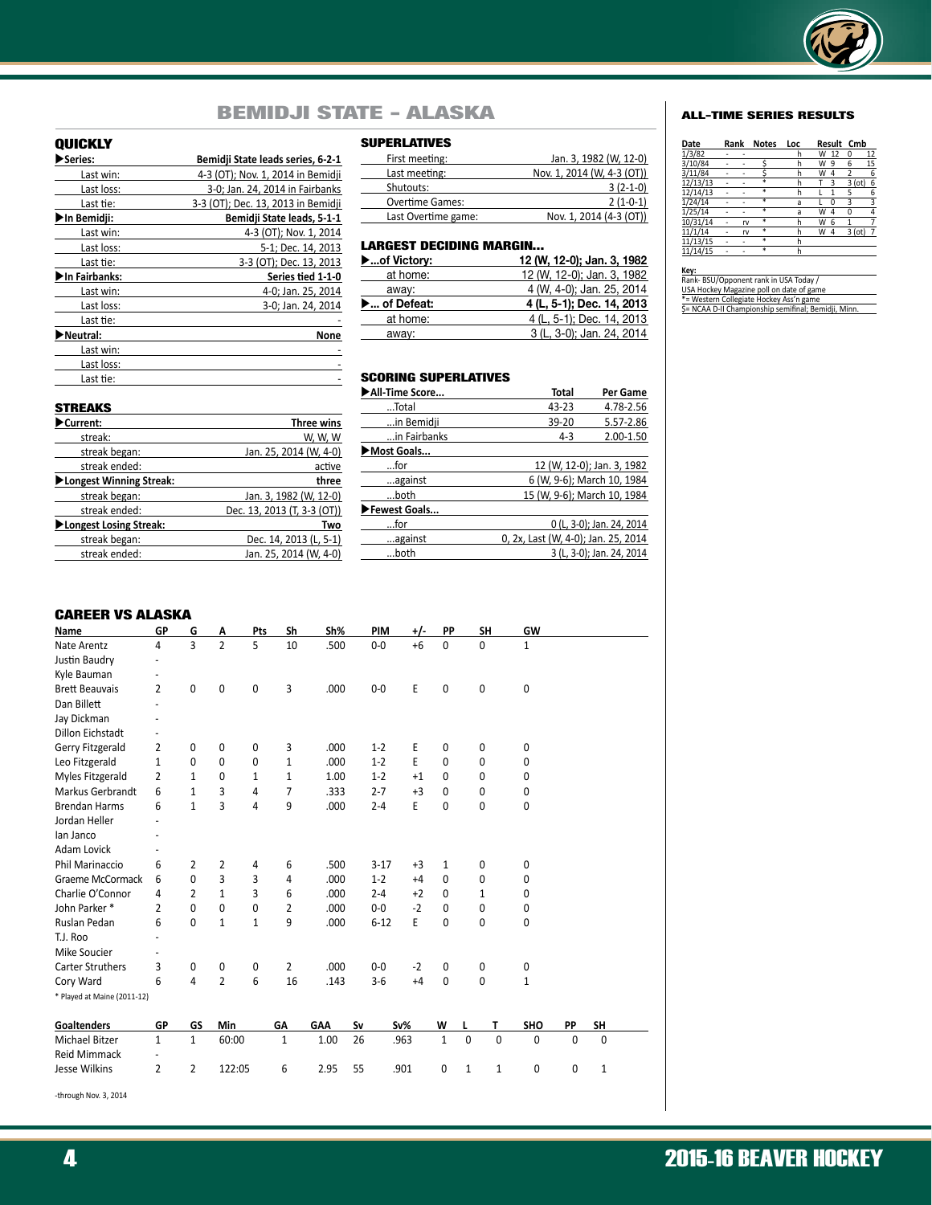# BEMIDJI STATE – ALASKA

## QUICKLY

| | |
|---|---|
| ▶Series: | Bemidji State leads series, 6-2-1 |
| Last win: | 4-3 (OT); Nov. 1, 2014 in Bemidji |
| Last loss: | 3-0; Jan. 24, 2014 in Fairbanks |
| Last tie: | 3-3 (OT); Dec. 13, 2013 in Bemidji |
| ▶In Bemidji: | Bemidji State leads, 5-1-1 |
| Last win: | 4-3 (OT); Nov. 1, 2014 |
| Last loss: | 5-1; Dec. 14, 2013 |
| Last tie: | 3-3 (OT); Dec. 13, 2013 |
| ▶In Fairbanks: | Series tied 1-1-0 |
| Last win: | 4-0; Jan. 25, 2014 |
| Last loss: | 3-0; Jan. 24, 2014 |
| Last tie: | - |
| ▶Neutral: | None |
| Last win: | - |
| Last loss: | - |
| Last tie: | - |

## STREAKS

| | |
|---|---|
| ▶Current: | Three wins |
| streak: | W, W, W |
| streak began: | Jan. 25, 2014 (W, 4-0) |
| streak ended: | active |
| ▶Longest Winning Streak: | three |
| streak began: | Jan. 3, 1982 (W, 12-0) |
| streak ended: | Dec. 13, 2013 (T, 3-3 (OT)) |
| ▶Longest Losing Streak: | Two |
| streak began: | Dec. 14, 2013 (L, 5-1) |
| streak ended: | Jan. 25, 2014 (W, 4-0) |

## SUPERLATIVES

| | |
|---|---|
| First meeting: | Jan. 3, 1982 (W, 12-0) |
| Last meeting: | Nov. 1, 2014 (W, 4-3 (OT)) |
| Shutouts: | 3 (2-1-0) |
| Overtime Games: | 2 (1-0-1) |
| Last Overtime game: | Nov. 1, 2014 (4-3 (OT)) |

## LARGEST DECIDING MARGIN...

| | |
|---|---|
| ▶...of Victory: | 12 (W, 12-0); Jan. 3, 1982 |
| at home: | 12 (W, 12-0); Jan. 3, 1982 |
| away: | 4 (W, 4-0); Jan. 25, 2014 |
| ▶... of Defeat: | 4 (L, 5-1); Dec. 14, 2013 |
| at home: | 4 (L, 5-1); Dec. 14, 2013 |
| away: | 3 (L, 3-0); Jan. 24, 2014 |

## SCORING SUPERLATIVES

| ▶All-Time Score... | Total | Per Game |
|---|---|---|
| ...Total | 43-23 | 4.78-2.56 |
| ...in Bemidji | 39-20 | 5.57-2.86 |
| ...in Fairbanks | 4-3 | 2.00-1.50 |
| ▶Most Goals... | | |
| ...for | | 12 (W, 12-0); Jan. 3, 1982 |
| ...against | | 6 (W, 9-6); March 10, 1984 |
| ...both | | 15 (W, 9-6); March 10, 1984 |
| ▶Fewest Goals... | | |
| ...for | | 0 (L, 3-0); Jan. 24, 2014 |
| ...against | | 0, 2x, Last (W, 4-0); Jan. 25, 2014 |
| ...both | | 3 (L, 3-0); Jan. 24, 2014 |

## ALL-TIME SERIES RESULTS

| Date | Rank | Notes | Loc | Result | Cmb |
|---|---|---|---|---|---|
| 1/3/82 | - | - | h | W 12 0 | 12 |
| 3/10/84 | - | $ | h | W 9 6 | 15 |
| 3/11/84 | - | $ | h | W 4 2 | 6 |
| 12/13/13 | - | * | h | T 3 3 (ot) | 6 |
| 12/14/13 | - | * | h | L 1 5 | 6 |
| 1/24/14 | - | * | a | L 0 3 | 3 |
| 1/25/14 | - | * | a | W 4 0 | 4 |
| 10/31/14 | - | rv | * | h | W 6 1 | 7 |
| 11/1/14 | - | rv | * | h | W 4 3 (ot) | 7 |
| 11/13/15 | - | * | h | | |
| 11/14/15 | - | * | h | | |

Key:
Rank- BSU/Opponent rank in USA Today / USA Hockey Magazine poll on date of game
*= Western Collegiate Hockey Ass'n game
$= NCAA D-II Championship semifinal; Bemidji, Minn.

## CAREER VS ALASKA

| Name | GP | G | A | Pts | Sh | Sh% | PIM | +/- | PP | SH | GW |
|---|---|---|---|---|---|---|---|---|---|---|---|
| Nate Arentz | 4 | 3 | 2 | 5 | 10 | .500 | 0-0 | +6 | 0 | 0 | 1 |
| Justin Baudry | - | | | | | | | | | | |
| Kyle Bauman | - | | | | | | | | | | |
| Brett Beauvais | 2 | 0 | 0 | 0 | 3 | .000 | 0-0 | E | 0 | 0 | 0 |
| Dan Billett | - | | | | | | | | | | |
| Jay Dickman | - | | | | | | | | | | |
| Dillon Eichstadt | - | | | | | | | | | | |
| Gerry Fitzgerald | 2 | 0 | 0 | 0 | 3 | .000 | 1-2 | E | 0 | 0 | 0 |
| Leo Fitzgerald | 1 | 0 | 0 | 0 | 1 | .000 | 1-2 | E | 0 | 0 | 0 |
| Myles Fitzgerald | 2 | 1 | 0 | 1 | 1 | 1.00 | 1-2 | +1 | 0 | 0 | 0 |
| Markus Gerbrandt | 6 | 1 | 3 | 4 | 7 | .333 | 2-7 | +3 | 0 | 0 | 0 |
| Brendan Harms | 6 | 1 | 3 | 4 | 9 | .000 | 2-4 | E | 0 | 0 | 0 |
| Jordan Heller | - | | | | | | | | | | |
| Ian Janco | - | | | | | | | | | | |
| Adam Lovick | - | | | | | | | | | | |
| Phil Marinaccio | 6 | 2 | 2 | 4 | 6 | .500 | 3-17 | +3 | 1 | 0 | 0 |
| Graeme McCormack | 6 | 0 | 3 | 3 | 4 | .000 | 1-2 | +4 | 0 | 0 | 0 |
| Charlie O'Connor | 4 | 2 | 1 | 3 | 6 | .000 | 2-4 | +2 | 0 | 1 | 0 |
| John Parker * | 2 | 0 | 0 | 0 | 2 | .000 | 0-0 | -2 | 0 | 0 | 0 |
| Ruslan Pedan | 6 | 0 | 1 | 1 | 9 | .000 | 6-12 | E | 0 | 0 | 0 |
| T.J. Roo | - | | | | | | | | | | |
| Mike Soucier | - | | | | | | | | | | |
| Carter Struthers | 3 | 0 | 0 | 0 | 2 | .000 | 0-0 | -2 | 0 | 0 | 0 |
| Cory Ward | 6 | 4 | 2 | 6 | 16 | .143 | 3-6 | +4 | 0 | 0 | 1 |

\* Played at Maine (2011-12)

| Goaltenders | GP | GS | Min | GA | GAA | Sv | Sv% | W | L | T | SHO | PP | SH |
|---|---|---|---|---|---|---|---|---|---|---|---|---|---|
| Michael Bitzer | 1 | 1 | 60:00 | 1 | 1.00 | 26 | .963 | 1 | 0 | 0 | 0 | 0 | 0 |
| Reid Mimmack | - | | | | | | | | | | | | |
| Jesse Wilkins | 2 | 2 | 122:05 | 6 | 2.95 | 55 | .901 | 0 | 1 | 1 | 0 | 0 | 1 |

-through Nov. 3, 2014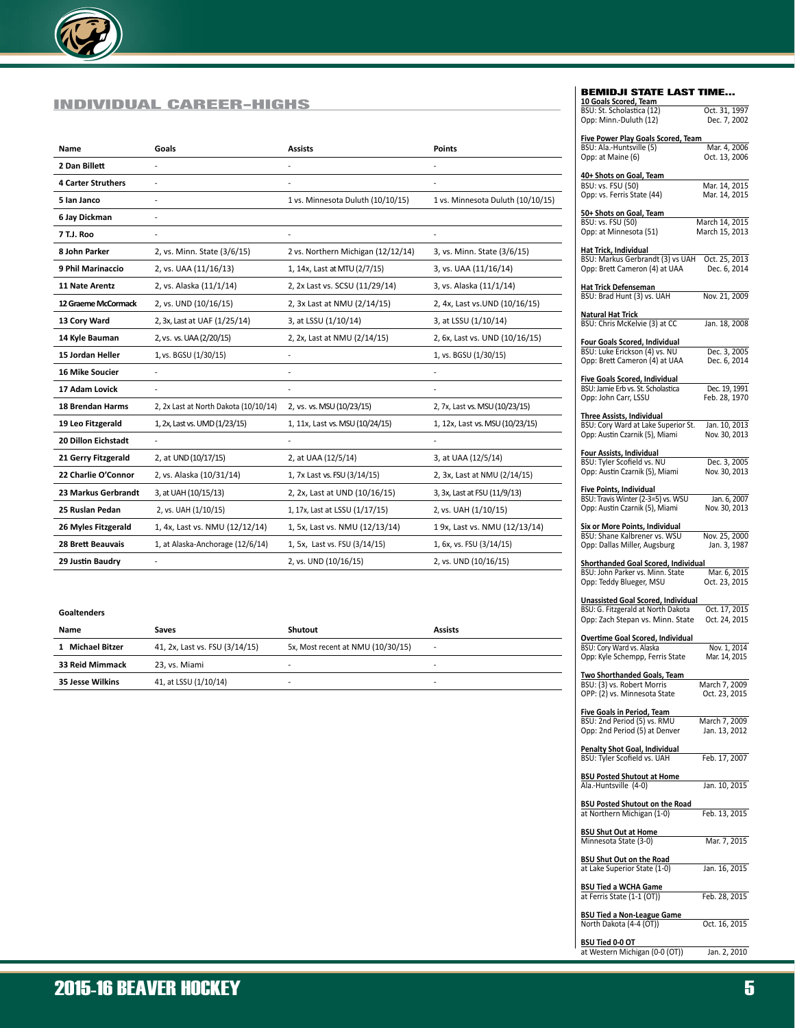## INDIVIDUAL CAREER-HIGHS

| Name | Goals | Assists | Points |
|---|---|---|---|
| 2 Dan Billett | - | - | - |
| 4 Carter Struthers | - | - | - |
| 5 Ian Janco | - | 1 vs. Minnesota Duluth (10/10/15) | 1 vs. Minnesota Duluth (10/10/15) |
| 6 Jay Dickman | - | | |
| 7 T.J. Roo | - | - | - |
| 8 John Parker | 2, vs. Minn. State (3/6/15) | 2 vs. Northern Michigan (12/12/14) | 3, vs. Minn. State (3/6/15) |
| 9 Phil Marinaccio | 2, vs. UAA (11/16/13) | 1, 14x, Last at MTU (2/7/15) | 3, vs. UAA (11/16/14) |
| 11 Nate Arentz | 2, vs. Alaska (11/1/14) | 2, 2x Last vs. SCSU (11/29/14) | 3, vs. Alaska (11/1/14) |
| 12 Graeme McCormack | 2, vs. UND (10/16/15) | 2, 3x Last at NMU (2/14/15) | 2, 4x, Last vs.UND (10/16/15) |
| 13 Cory Ward | 2, 3x, Last at UAF (1/25/14) | 3, at LSSU (1/10/14) | 3, at LSSU (1/10/14) |
| 14 Kyle Bauman | 2, vs. vs. UAA (2/20/15) | 2, 2x, Last at NMU (2/14/15) | 2, 6x, Last vs. UND (10/16/15) |
| 15 Jordan Heller | 1, vs. BGSU (1/30/15) | - | 1, vs. BGSU (1/30/15) |
| 16 Mike Soucier | - | - | - |
| 17 Adam Lovick | - | - | - |
| 18 Brendan Harms | 2, 2x Last at North Dakota (10/10/14) | 2, vs. vs. MSU (10/23/15) | 2, 7x, Last vs. MSU (10/23/15) |
| 19 Leo Fitzgerald | 1, 2x, Last vs. UMD (1/23/15) | 1, 11x, Last vs. MSU (10/24/15) | 1, 12x, Last vs. MSU (10/23/15) |
| 20 Dillon Eichstadt | - | - | - |
| 21 Gerry Fitzgerald | 2, at UND (10/17/15) | 2, at UAA (12/5/14) | 3, at UAA (12/5/14) |
| 22 Charlie O'Connor | 2, vs. Alaska (10/31/14) | 1, 7x Last vs. FSU (3/14/15) | 2, 3x, Last at NMU (2/14/15) |
| 23 Markus Gerbrandt | 3, at UAH (10/15/13) | 2, 2x, Last at UND (10/16/15) | 3, 3x, Last at FSU (11/9/13) |
| 25 Ruslan Pedan | 2, vs. UAH (1/10/15) | 1, 17x, Last at LSSU (1/17/15) | 2, vs. UAH (1/10/15) |
| 26 Myles Fitzgerald | 1, 4x, Last vs. NMU (12/12/14) | 1, 5x, Last vs. NMU (12/13/14) | 1 9x, Last vs. NMU (12/13/14) |
| 28 Brett Beauvais | 1, at Alaska-Anchorage (12/6/14) | 1, 5x, Last vs. FSU (3/14/15) | 1, 6x, vs. FSU (3/14/15) |
| 29 Justin Baudry | - | 2, vs. UND (10/16/15) | 2, vs. UND (10/16/15) |

**Goaltenders**

| Name | Saves | Shutout | Assists |
|---|---|---|---|
| 1 Michael Bitzer | 41, 2x, Last vs. FSU (3/14/15) | 5x, Most recent at NMU (10/30/15) | - |
| 33 Reid Mimmack | 23, vs. Miami | - | - |
| 35 Jesse Wilkins | 41, at LSSU (1/10/14) | - | - |

## BEMIDJI STATE LAST TIME...

**10 Goals Scored, Team**
BSU: St. Scholastica (12) — Oct. 31, 1997
Opp: Minn.-Duluth (12) — Dec. 7, 2002

**Five Power Play Goals Scored, Team**
BSU: Ala.-Huntsville (5) — Mar. 4, 2006
Opp: at Maine (6) — Oct. 13, 2006

**40+ Shots on Goal, Team**
BSU: vs. FSU (50) — Mar. 14, 2015
Opp: vs. Ferris State (44) — Mar. 14, 2015

**50+ Shots on Goal, Team**
BSU: vs. FSU (50) — March 14, 2015
Opp: at Minnesota (51) — March 15, 2013

**Hat Trick, Individual**
BSU: Markus Gerbrandt (3) vs UAH — Oct. 25, 2013
Opp: Brett Cameron (4) at UAA — Dec. 6, 2014

**Hat Trick Defenseman**
BSU: Brad Hunt (3) vs. UAH — Nov. 21, 2009

**Natural Hat Trick**
BSU: Chris McKelvie (3) at CC — Jan. 18, 2008

**Four Goals Scored, Individual**
BSU: Luke Erickson (4) vs. NU — Dec. 3, 2005
Opp: Brett Cameron (4) at UAA — Dec. 6, 2014

**Five Goals Scored, Individual**
BSU: Jamie Erb vs. St. Scholastica — Dec. 19, 1991
Opp: John Carr, LSSU — Feb. 28, 1970

**Three Assists, Individual**
BSU: Cory Ward at Lake Superior St. — Jan. 10, 2013
Opp: Austin Czarnik (5), Miami — Nov. 30, 2013

**Four Assists, Individual**
BSU: Tyler Scofield vs. NU — Dec. 3, 2005
Opp: Austin Czarnik (5), Miami — Nov. 30, 2013

**Five Points, Individual**
BSU: Travis Winter (2-3=5) vs. WSU — Jan. 6, 2007
Opp: Austin Czarnik (5), Miami — Nov. 30, 2013

**Six or More Points, Individual**
BSU: Shane Kalbrener vs. WSU — Nov. 25, 2000
Opp: Dallas Miller, Augsburg — Jan. 3, 1987

**Shorthanded Goal Scored, Individual**
BSU: John Parker vs. Minn. State — Mar. 6, 2015
Opp: Teddy Blueger, MSU — Oct. 23, 2015

**Unassisted Goal Scored, Individual**
BSU: G. Fitzgerald at North Dakota — Oct. 17, 2015
Opp: Zach Stepan vs. Minn. State — Oct. 24, 2015

**Overtime Goal Scored, Individual**
BSU: Cory Ward vs. Alaska — Nov. 1, 2014
Opp: Kyle Schempp, Ferris State — Mar. 14, 2015

**Two Shorthanded Goals, Team**
BSU: (3) vs. Robert Morris — March 7, 2009
OPP: (2) vs. Minnesota State — Oct. 23, 2015

**Five Goals in Period, Team**
BSU: 2nd Period (5) vs. RMU — March 7, 2009
Opp: 2nd Period (5) at Denver — Jan. 13, 2012

**Penalty Shot Goal, Individual**
BSU: Tyler Scofield vs. UAH — Feb. 17, 2007

**BSU Posted Shutout at Home**
Ala.-Huntsville (4-0) — Jan. 10, 2015

**BSU Posted Shutout on the Road**
at Northern Michigan (1-0) — Feb. 13, 2015

**BSU Shut Out at Home**
Minnesota State (3-0) — Mar. 7, 2015

**BSU Shut Out on the Road**
at Lake Superior State (1-0) — Jan. 16, 2015

**BSU Tied a WCHA Game**
at Ferris State (1-1 (OT)) — Feb. 28, 2015

**BSU Tied a Non-League Game**
North Dakota (4-4 (OT)) — Oct. 16, 2015

**BSU Tied 0-0 OT**
at Western Michigan (0-0 (OT)) — Jan. 2, 2010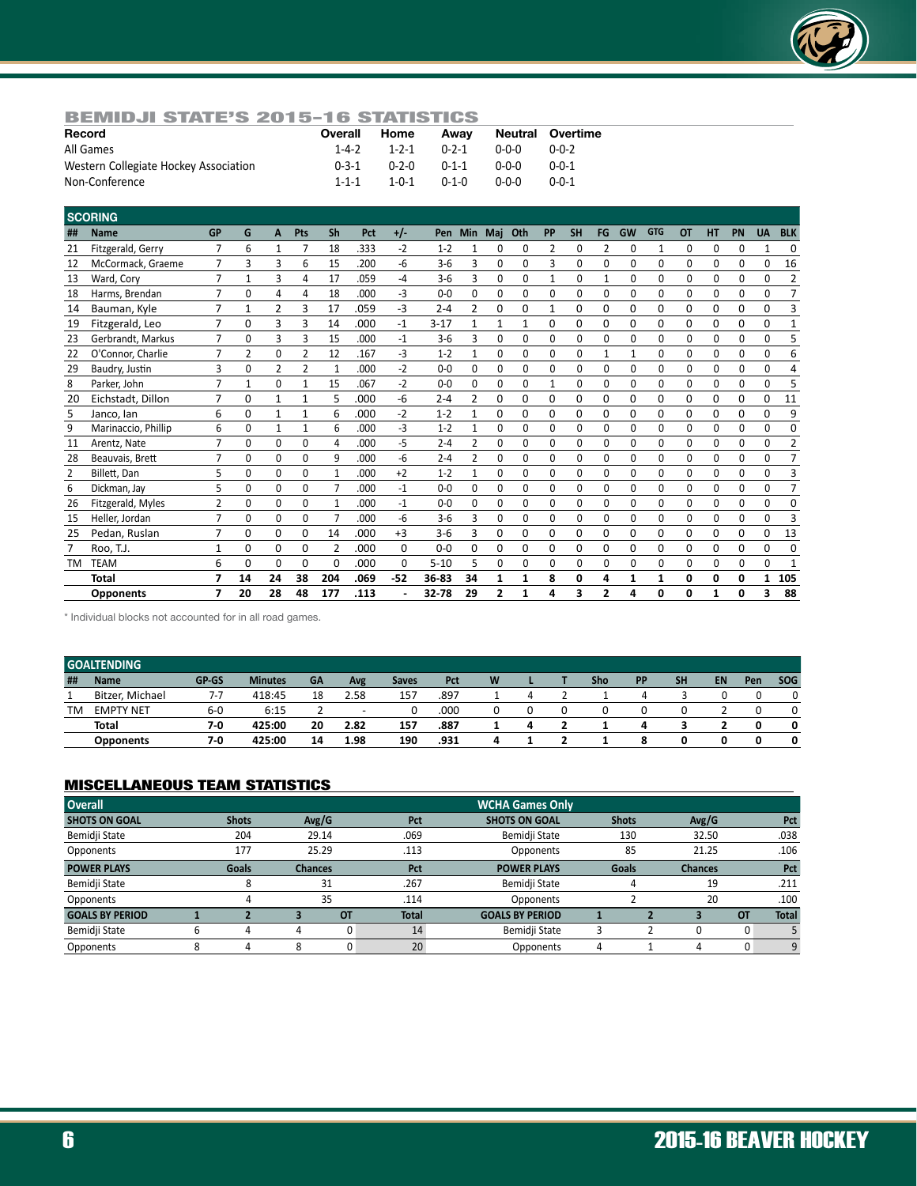## BEMIDJI STATE'S 2015-16 STATISTICS

| Record | Overall | Home | Away | Neutral | Overtime |
|---|---|---|---|---|---|
| All Games | 1-4-2 | 1-2-1 | 0-2-1 | 0-0-0 | 0-0-2 |
| Western Collegiate Hockey Association | 0-3-1 | 0-2-0 | 0-1-1 | 0-0-0 | 0-0-1 |
| Non-Conference | 1-1-1 | 1-0-1 | 0-1-0 | 0-0-0 | 0-0-1 |

### SCORING

| ## | Name | GP | G | A | Pts | Sh | Pct | +/- | Pen | Min | Maj | Oth | PP | SH | FG | GW | GTG | OT | HT | PN | UA | BLK |
|---|---|---|---|---|---|---|---|---|---|---|---|---|---|---|---|---|---|---|---|---|---|---|
| 21 | Fitzgerald, Gerry | 7 | 6 | 1 | 7 | 18 | .333 | -2 | 1-2 | 1 | 0 | 0 | 2 | 0 | 2 | 0 | 1 | 0 | 0 | 0 | 1 | 0 |
| 12 | McCormack, Graeme | 7 | 3 | 3 | 6 | 15 | .200 | -6 | 3-6 | 3 | 0 | 0 | 3 | 0 | 0 | 0 | 0 | 0 | 0 | 0 | 0 | 16 |
| 13 | Ward, Cory | 7 | 1 | 3 | 4 | 17 | .059 | -4 | 3-6 | 3 | 0 | 0 | 1 | 0 | 1 | 0 | 0 | 0 | 0 | 0 | 0 | 2 |
| 18 | Harms, Brendan | 7 | 0 | 4 | 4 | 18 | .000 | -3 | 0-0 | 0 | 0 | 0 | 0 | 0 | 0 | 0 | 0 | 0 | 0 | 0 | 0 | 7 |
| 14 | Bauman, Kyle | 7 | 1 | 2 | 3 | 17 | .059 | -3 | 2-4 | 2 | 0 | 0 | 1 | 0 | 0 | 0 | 0 | 0 | 0 | 0 | 0 | 3 |
| 19 | Fitzgerald, Leo | 7 | 0 | 3 | 3 | 14 | .000 | -1 | 3-17 | 1 | 1 | 1 | 0 | 0 | 0 | 0 | 0 | 0 | 0 | 0 | 0 | 1 |
| 23 | Gerbrandt, Markus | 7 | 0 | 3 | 3 | 15 | .000 | -1 | 3-6 | 3 | 0 | 0 | 0 | 0 | 0 | 0 | 0 | 0 | 0 | 0 | 0 | 5 |
| 22 | O'Connor, Charlie | 7 | 2 | 0 | 2 | 12 | .167 | -3 | 1-2 | 1 | 0 | 0 | 0 | 0 | 1 | 1 | 0 | 0 | 0 | 0 | 0 | 6 |
| 29 | Baudry, Justin | 3 | 0 | 2 | 2 | 1 | .000 | -2 | 0-0 | 0 | 0 | 0 | 0 | 0 | 0 | 0 | 0 | 0 | 0 | 0 | 0 | 4 |
| 8 | Parker, John | 7 | 1 | 0 | 1 | 15 | .067 | -2 | 0-0 | 0 | 0 | 0 | 1 | 0 | 0 | 0 | 0 | 0 | 0 | 0 | 0 | 5 |
| 20 | Eichstadt, Dillon | 7 | 0 | 1 | 1 | 5 | .000 | -6 | 2-4 | 2 | 0 | 0 | 0 | 0 | 0 | 0 | 0 | 0 | 0 | 0 | 0 | 11 |
| 5 | Janco, Ian | 6 | 0 | 1 | 1 | 6 | .000 | -2 | 1-2 | 1 | 0 | 0 | 0 | 0 | 0 | 0 | 0 | 0 | 0 | 0 | 0 | 9 |
| 9 | Marinaccio, Phillip | 6 | 0 | 1 | 1 | 6 | .000 | -3 | 1-2 | 1 | 0 | 0 | 0 | 0 | 0 | 0 | 0 | 0 | 0 | 0 | 0 | 0 |
| 11 | Arentz, Nate | 7 | 0 | 0 | 0 | 4 | .000 | -5 | 2-4 | 2 | 0 | 0 | 0 | 0 | 0 | 0 | 0 | 0 | 0 | 0 | 0 | 2 |
| 28 | Beauvais, Brett | 7 | 0 | 0 | 0 | 9 | .000 | -6 | 2-4 | 2 | 0 | 0 | 0 | 0 | 0 | 0 | 0 | 0 | 0 | 0 | 0 | 7 |
| 2 | Billett, Dan | 5 | 0 | 0 | 0 | 1 | .000 | +2 | 1-2 | 1 | 0 | 0 | 0 | 0 | 0 | 0 | 0 | 0 | 0 | 0 | 0 | 3 |
| 6 | Dickman, Jay | 5 | 0 | 0 | 0 | 7 | .000 | -1 | 0-0 | 0 | 0 | 0 | 0 | 0 | 0 | 0 | 0 | 0 | 0 | 0 | 0 | 7 |
| 26 | Fitzgerald, Myles | 2 | 0 | 0 | 0 | 1 | .000 | -1 | 0-0 | 0 | 0 | 0 | 0 | 0 | 0 | 0 | 0 | 0 | 0 | 0 | 0 | 0 |
| 15 | Heller, Jordan | 7 | 0 | 0 | 0 | 7 | .000 | -6 | 3-6 | 3 | 0 | 0 | 0 | 0 | 0 | 0 | 0 | 0 | 0 | 0 | 0 | 3 |
| 25 | Pedan, Ruslan | 7 | 0 | 0 | 0 | 14 | .000 | +3 | 3-6 | 3 | 0 | 0 | 0 | 0 | 0 | 0 | 0 | 0 | 0 | 0 | 0 | 13 |
| 7 | Roo, T.J. | 1 | 0 | 0 | 0 | 2 | .000 | 0 | 0-0 | 0 | 0 | 0 | 0 | 0 | 0 | 0 | 0 | 0 | 0 | 0 | 0 | 0 |
| TM | TEAM | 6 | 0 | 0 | 0 | 0 | .000 | 0 | 5-10 | 5 | 0 | 0 | 0 | 0 | 0 | 0 | 0 | 0 | 0 | 0 | 0 | 1 |
| | **Total** | **7** | **14** | **24** | **38** | **204** | **.069** | **-52** | **36-83** | **34** | **1** | **1** | **8** | **0** | **4** | **1** | **1** | **0** | **0** | **0** | **1** | **105** |
| | **Opponents** | **7** | **20** | **28** | **48** | **177** | **.113** | **-** | **32-78** | **29** | **2** | **1** | **4** | **3** | **2** | **4** | **0** | **0** | **1** | **0** | **3** | **88** |

\* Individual blocks not accounted for in all road games.

### GOALTENDING

| ## | Name | GP-GS | Minutes | GA | Avg | Saves | Pct | W | L | T | Sho | PP | SH | EN | Pen | SOG |
|---|---|---|---|---|---|---|---|---|---|---|---|---|---|---|---|---|
| 1 | Bitzer, Michael | 7-7 | 418:45 | 18 | 2.58 | 157 | .897 | 1 | 4 | 2 | 1 | 4 | 3 | 0 | 0 | 0 |
| TM | EMPTY NET | 6-0 | 6:15 | 2 | - | 0 | .000 | 0 | 0 | 0 | 0 | 0 | 0 | 2 | 0 | 0 |
| | **Total** | **7-0** | **425:00** | **20** | **2.82** | **157** | **.887** | **1** | **4** | **2** | **1** | **4** | **3** | **2** | **0** | **0** |
| | **Opponents** | **7-0** | **425:00** | **14** | **1.98** | **190** | **.931** | **4** | **1** | **2** | **1** | **8** | **0** | **0** | **0** | **0** |

## MISCELLANEOUS TEAM STATISTICS

**Overall**

| SHOTS ON GOAL | Shots | Avg/G | Pct |
|---|---|---|---|
| Bemidji State | 204 | 29.14 | .069 |
| Opponents | 177 | 25.29 | .113 |

| POWER PLAYS | Goals | Chances | Pct |
|---|---|---|---|
| Bemidji State | 8 | 31 | .267 |
| Opponents | 4 | 35 | .114 |

| GOALS BY PERIOD | 1 | 2 | 3 | OT | Total |
|---|---|---|---|---|---|
| Bemidji State | 6 | 4 | 4 | 0 | 14 |
| Opponents | 8 | 4 | 8 | 0 | 20 |

**WCHA Games Only**

| SHOTS ON GOAL | Shots | Avg/G | Pct |
|---|---|---|---|
| Bemidji State | 130 | 32.50 | .038 |
| Opponents | 85 | 21.25 | .106 |

| POWER PLAYS | Goals | Chances | Pct |
|---|---|---|---|
| Bemidji State | 4 | 19 | .211 |
| Opponents | 2 | 20 | .100 |

| GOALS BY PERIOD | 1 | 2 | 3 | OT | Total |
|---|---|---|---|---|---|
| Bemidji State | 3 | 2 | 0 | 0 | 5 |
| Opponents | 4 | 1 | 4 | 0 | 9 |